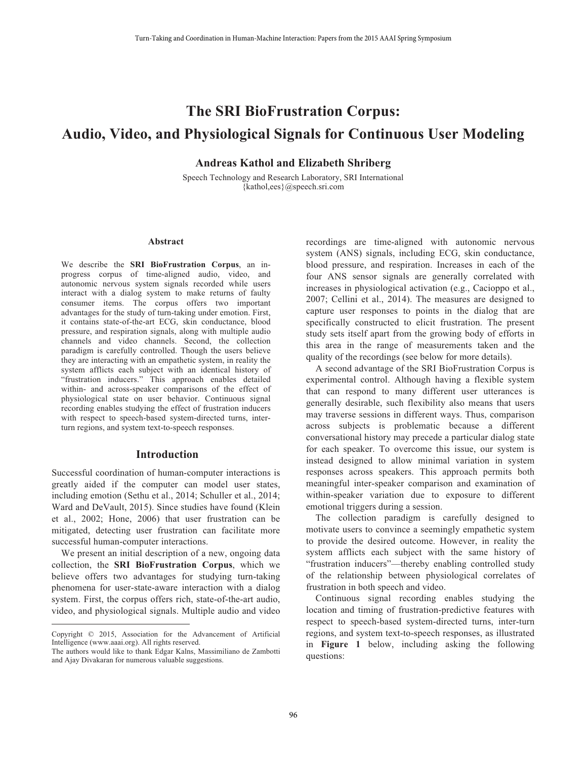# The SRI BioFrustration Corpus: Audio, Video, and Physiological Signals for Continuous User Modeling

**Andreas Kathol and Elizabeth Shriberg**

Speech Technology and Research Laboratory, SRI International
{kathol,ees}@speech.sri.com

## Abstract

We describe the **SRI BioFrustration Corpus**, an in-progress corpus of time-aligned audio, video, and autonomic nervous system signals recorded while users interact with a dialog system to make returns of faulty consumer items. The corpus offers two important advantages for the study of turn-taking under emotion. First, it contains state-of-the-art ECG, skin conductance, blood pressure, and respiration signals, along with multiple audio channels and video channels. Second, the collection paradigm is carefully controlled. Though the users believe they are interacting with an empathetic system, in reality the system afflicts each subject with an identical history of "frustration inducers." This approach enables detailed within- and across-speaker comparisons of the effect of physiological state on user behavior. Continuous signal recording enables studying the effect of frustration inducers with respect to speech-based system-directed turns, inter-turn regions, and system text-to-speech responses.

## Introduction

Successful coordination of human-computer interactions is greatly aided if the computer can model user states, including emotion (Sethu et al., 2014; Schuller et al., 2014; Ward and DeVault, 2015). Since studies have found (Klein et al., 2002; Hone, 2006) that user frustration can be mitigated, detecting user frustration can facilitate more successful human-computer interactions.

We present an initial description of a new, ongoing data collection, the **SRI BioFrustration Corpus**, which we believe offers two advantages for studying turn-taking phenomena for user-state-aware interaction with a dialog system. First, the corpus offers rich, state-of-the-art audio, video, and physiological signals. Multiple audio and video recordings are time-aligned with autonomic nervous system (ANS) signals, including ECG, skin conductance, blood pressure, and respiration. Increases in each of the four ANS sensor signals are generally correlated with increases in physiological activation (e.g., Cacioppo et al., 2007; Cellini et al., 2014). The measures are designed to capture user responses to points in the dialog that are specifically constructed to elicit frustration. The present study sets itself apart from the growing body of efforts in this area in the range of measurements taken and the quality of the recordings (see below for more details).

A second advantage of the SRI BioFrustration Corpus is experimental control. Although having a flexible system that can respond to many different user utterances is generally desirable, such flexibility also means that users may traverse sessions in different ways. Thus, comparison across subjects is problematic because a different conversational history may precede a particular dialog state for each speaker. To overcome this issue, our system is instead designed to allow minimal variation in system responses across speakers. This approach permits both meaningful inter-speaker comparison and examination of within-speaker variation due to exposure to different emotional triggers during a session.

The collection paradigm is carefully designed to motivate users to convince a seemingly empathetic system to provide the desired outcome. However, in reality the system afflicts each subject with the same history of "frustration inducers"—thereby enabling controlled study of the relationship between physiological correlates of frustration in both speech and video.

Continuous signal recording enables studying the location and timing of frustration-predictive features with respect to speech-based system-directed turns, inter-turn regions, and system text-to-speech responses, as illustrated in **Figure 1** below, including asking the following questions:

---

Copyright © 2015, Association for the Advancement of Artificial Intelligence (www.aaai.org). All rights reserved.

The authors would like to thank Edgar Kalns, Massimiliano de Zambotti and Ajay Divakaran for numerous valuable suggestions.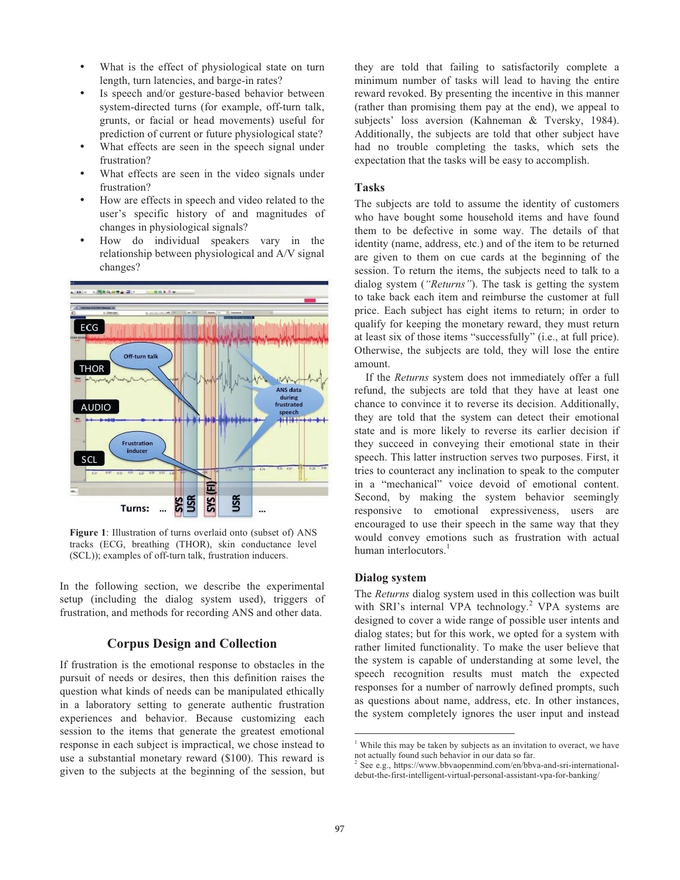- What is the effect of physiological state on turn length, turn latencies, and barge-in rates?
- Is speech and/or gesture-based behavior between system-directed turns (for example, off-turn talk, grunts, or facial or head movements) useful for prediction of current or future physiological state?
- What effects are seen in the speech signal under frustration?
- What effects are seen in the video signals under frustration?
- How are effects in speech and video related to the user's specific history of and magnitudes of changes in physiological signals?
- How do individual speakers vary in the relationship between physiological and A/V signal changes?

**Figure 1**: Illustration of turns overlaid onto (subset of) ANS tracks (ECG, breathing (THOR), skin conductance level (SCL)); examples of off-turn talk, frustration inducers.

In the following section, we describe the experimental setup (including the dialog system used), triggers of frustration, and methods for recording ANS and other data.

## Corpus Design and Collection

If frustration is the emotional response to obstacles in the pursuit of needs or desires, then this definition raises the question what kinds of needs can be manipulated ethically in a laboratory setting to generate authentic frustration experiences and behavior. Because customizing each session to the items that generate the greatest emotional response in each subject is impractical, we chose instead to use a substantial monetary reward ($100). This reward is given to the subjects at the beginning of the session, but they are told that failing to satisfactorily complete a minimum number of tasks will lead to having the entire reward revoked. By presenting the incentive in this manner (rather than promising them pay at the end), we appeal to subjects' loss aversion (Kahneman & Tversky, 1984). Additionally, the subjects are told that other subject have had no trouble completing the tasks, which sets the expectation that the tasks will be easy to accomplish.

### Tasks

The subjects are told to assume the identity of customers who have bought some household items and have found them to be defective in some way. The details of that identity (name, address, etc.) and of the item to be returned are given to them on cue cards at the beginning of the session. To return the items, the subjects need to talk to a dialog system (*"Returns"*). The task is getting the system to take back each item and reimburse the customer at full price. Each subject has eight items to return; in order to qualify for keeping the monetary reward, they must return at least six of those items "successfully" (i.e., at full price). Otherwise, the subjects are told, they will lose the entire amount.

If the *Returns* system does not immediately offer a full refund, the subjects are told that they have at least one chance to convince it to reverse its decision. Additionally, they are told that the system can detect their emotional state and is more likely to reverse its earlier decision if they succeed in conveying their emotional state in their speech. This latter instruction serves two purposes. First, it tries to counteract any inclination to speak to the computer in a "mechanical" voice devoid of emotional content. Second, by making the system behavior seemingly responsive to emotional expressiveness, users are encouraged to use their speech in the same way that they would convey emotions such as frustration with actual human interlocutors.[1]

### Dialog system

The *Returns* dialog system used in this collection was built with SRI's internal VPA technology.[2] VPA systems are designed to cover a wide range of possible user intents and dialog states; but for this work, we opted for a system with rather limited functionality. To make the user believe that the system is capable of understanding at some level, the speech recognition results must match the expected responses for a number of narrowly defined prompts, such as questions about name, address, etc. In other instances, the system completely ignores the user input and instead

[1] While this may be taken by subjects as an invitation to overact, we have not actually found such behavior in our data so far.

[2] See e.g., https://www.bbvaopenmind.com/en/bbva-and-sri-international-debut-the-first-intelligent-virtual-personal-assistant-vpa-for-banking/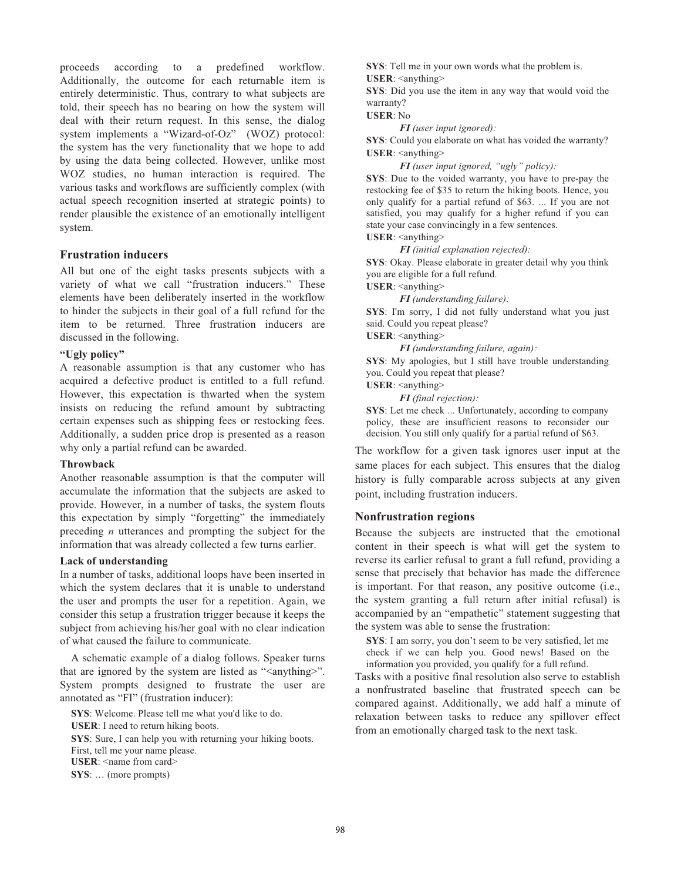proceeds according to a predefined workflow. Additionally, the outcome for each returnable item is entirely deterministic. Thus, contrary to what subjects are told, their speech has no bearing on how the system will deal with their return request. In this sense, the dialog system implements a "Wizard-of-Oz" (WOZ) protocol: the system has the very functionality that we hope to add by using the data being collected. However, unlike most WOZ studies, no human interaction is required. The various tasks and workflows are sufficiently complex (with actual speech recognition inserted at strategic points) to render plausible the existence of an emotionally intelligent system.

## Frustration inducers

All but one of the eight tasks presents subjects with a variety of what we call "frustration inducers." These elements have been deliberately inserted in the workflow to hinder the subjects in their goal of a full refund for the item to be returned. Three frustration inducers are discussed in the following.

### "Ugly policy"

A reasonable assumption is that any customer who has acquired a defective product is entitled to a full refund. However, this expectation is thwarted when the system insists on reducing the refund amount by subtracting certain expenses such as shipping fees or restocking fees. Additionally, a sudden price drop is presented as a reason why only a partial refund can be awarded.

### Throwback

Another reasonable assumption is that the computer will accumulate the information that the subjects are asked to provide. However, in a number of tasks, the system flouts this expectation by simply "forgetting" the immediately preceding $n$ utterances and prompting the subject for the information that was already collected a few turns earlier.

### Lack of understanding

In a number of tasks, additional loops have been inserted in which the system declares that it is unable to understand the user and prompts the user for a repetition. Again, we consider this setup a frustration trigger because it keeps the subject from achieving his/her goal with no clear indication of what caused the failure to communicate.

A schematic example of a dialog follows. Speaker turns that are ignored by the system are listed as "<anything>". System prompts designed to frustrate the user are annotated as "FI" (frustration inducer):

**SYS**: Welcome. Please tell me what you'd like to do.
**USER**: I need to return hiking boots.
**SYS**: Sure, I can help you with returning your hiking boots. First, tell me your name please.
**USER**: <name from card>
**SYS**: … (more prompts)
**SYS**: Tell me in your own words what the problem is.
**USER**: <anything>
**SYS**: Did you use the item in any way that would void the warranty?
**USER**: No

> ***FI** (user input ignored):*

**SYS**: Could you elaborate on what has voided the warranty?
**USER**: <anything>

> ***FI** (user input ignored, "ugly" policy):*

**SYS**: Due to the voided warranty, you have to pre-pay the restocking fee of $35 to return the hiking boots. Hence, you only qualify for a partial refund of $63. ... If you are not satisfied, you may qualify for a higher refund if you can state your case convincingly in a few sentences.
**USER**: <anything>

> ***FI** (initial explanation rejected):*

**SYS**: Okay. Please elaborate in greater detail why you think you are eligible for a full refund.
**USER**: <anything>

> ***FI** (understanding failure):*

**SYS**: I'm sorry, I did not fully understand what you just said. Could you repeat please?
**USER**: <anything>

> ***FI** (understanding failure, again):*

**SYS**: My apologies, but I still have trouble understanding you. Could you repeat that please?
**USER**: <anything>

> ***FI** (final rejection):*

**SYS**: Let me check ... Unfortunately, according to company policy, these are insufficient reasons to reconsider our decision. You still only qualify for a partial refund of $63.

The workflow for a given task ignores user input at the same places for each subject. This ensures that the dialog history is fully comparable across subjects at any given point, including frustration inducers.

## Nonfrustration regions

Because the subjects are instructed that the emotional content in their speech is what will get the system to reverse its earlier refusal to grant a full refund, providing a sense that precisely that behavior has made the difference is important. For that reason, any positive outcome (i.e., the system granting a full return after initial refusal) is accompanied by an "empathetic" statement suggesting that the system was able to sense the frustration:

**SYS**: I am sorry, you don't seem to be very satisfied, let me check if we can help you. Good news! Based on the information you provided, you qualify for a full refund.

Tasks with a positive final resolution also serve to establish a nonfrustrated baseline that frustrated speech can be compared against. Additionally, we add half a minute of relaxation between tasks to reduce any spillover effect from an emotionally charged task to the next task.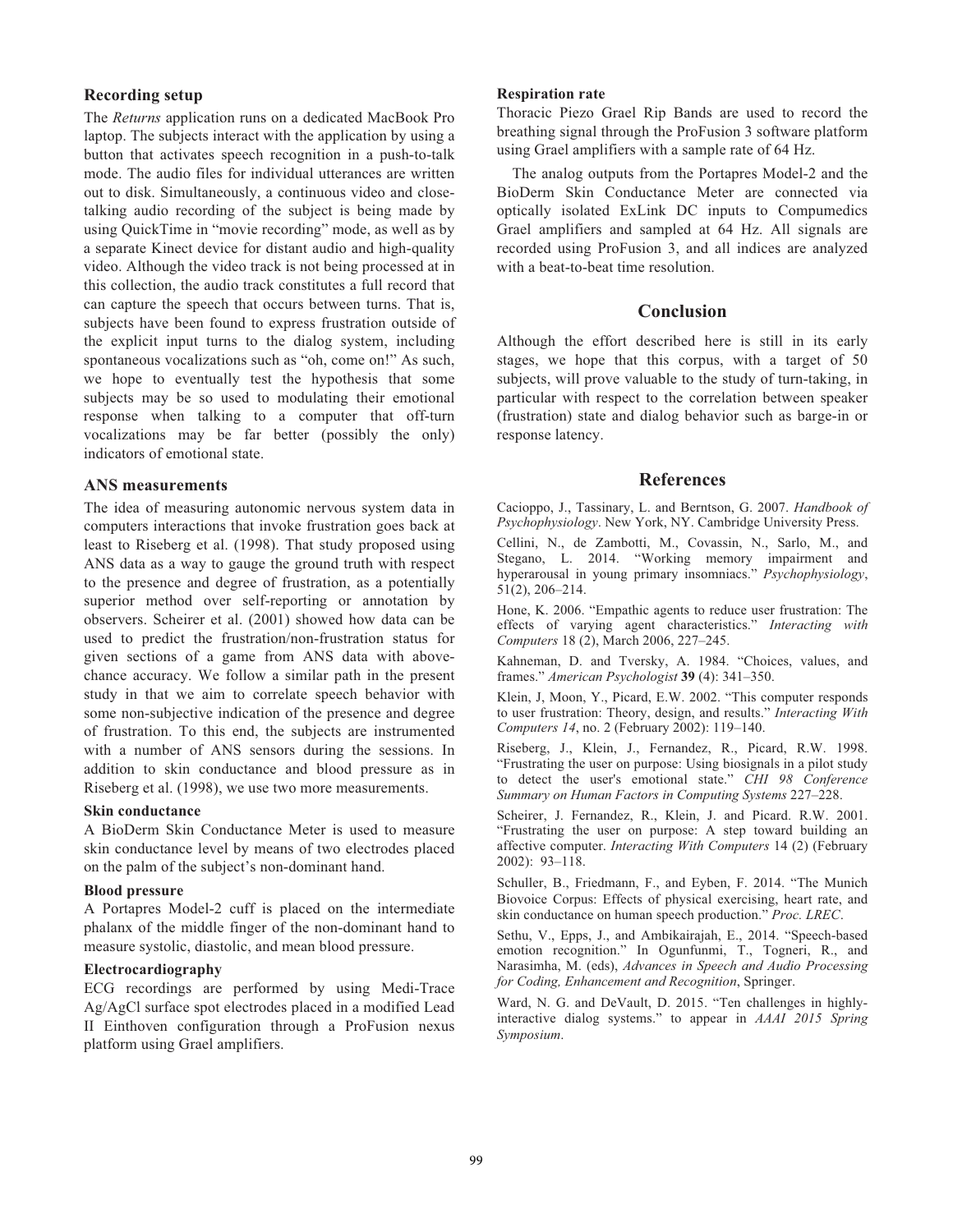### Recording setup

The *Returns* application runs on a dedicated MacBook Pro laptop. The subjects interact with the application by using a button that activates speech recognition in a push-to-talk mode. The audio files for individual utterances are written out to disk. Simultaneously, a continuous video and close-talking audio recording of the subject is being made by using QuickTime in "movie recording" mode, as well as by a separate Kinect device for distant audio and high-quality video. Although the video track is not being processed at in this collection, the audio track constitutes a full record that can capture the speech that occurs between turns. That is, subjects have been found to express frustration outside of the explicit input turns to the dialog system, including spontaneous vocalizations such as "oh, come on!" As such, we hope to eventually test the hypothesis that some subjects may be so used to modulating their emotional response when talking to a computer that off-turn vocalizations may be far better (possibly the only) indicators of emotional state.

### ANS measurements

The idea of measuring autonomic nervous system data in computers interactions that invoke frustration goes back at least to Riseberg et al. (1998). That study proposed using ANS data as a way to gauge the ground truth with respect to the presence and degree of frustration, as a potentially superior method over self-reporting or annotation by observers. Scheirer et al. (2001) showed how data can be used to predict the frustration/non-frustration status for given sections of a game from ANS data with above-chance accuracy. We follow a similar path in the present study in that we aim to correlate speech behavior with some non-subjective indication of the presence and degree of frustration. To this end, the subjects are instrumented with a number of ANS sensors during the sessions. In addition to skin conductance and blood pressure as in Riseberg et al. (1998), we use two more measurements.

#### Skin conductance

A BioDerm Skin Conductance Meter is used to measure skin conductance level by means of two electrodes placed on the palm of the subject's non-dominant hand.

#### Blood pressure

A Portapres Model-2 cuff is placed on the intermediate phalanx of the middle finger of the non-dominant hand to measure systolic, diastolic, and mean blood pressure.

#### Electrocardiography

ECG recordings are performed by using Medi-Trace Ag/AgCl surface spot electrodes placed in a modified Lead II Einthoven configuration through a ProFusion nexus platform using Grael amplifiers.

#### Respiration rate

Thoracic Piezo Grael Rip Bands are used to record the breathing signal through the ProFusion 3 software platform using Grael amplifiers with a sample rate of 64 Hz.

The analog outputs from the Portapres Model-2 and the BioDerm Skin Conductance Meter are connected via optically isolated ExLink DC inputs to Compumedics Grael amplifiers and sampled at 64 Hz. All signals are recorded using ProFusion 3, and all indices are analyzed with a beat-to-beat time resolution.

## Conclusion

Although the effort described here is still in its early stages, we hope that this corpus, with a target of 50 subjects, will prove valuable to the study of turn-taking, in particular with respect to the correlation between speaker (frustration) state and dialog behavior such as barge-in or response latency.

## References

Cacioppo, J., Tassinary, L. and Berntson, G. 2007. *Handbook of Psychophysiology*. New York, NY. Cambridge University Press.

Cellini, N., de Zambotti, M., Covassin, N., Sarlo, M., and Stegano, L. 2014. "Working memory impairment and hyperarousal in young primary insomniacs." *Psychophysiology*, 51(2), 206–214.

Hone, K. 2006. "Empathic agents to reduce user frustration: The effects of varying agent characteristics." *Interacting with Computers* 18 (2), March 2006, 227–245.

Kahneman, D. and Tversky, A. 1984. "Choices, values, and frames." *American Psychologist* **39** (4): 341–350.

Klein, J, Moon, Y., Picard, E.W. 2002. "This computer responds to user frustration: Theory, design, and results." *Interacting With Computers 14*, no. 2 (February 2002): 119–140.

Riseberg, J., Klein, J., Fernandez, R., Picard, R.W. 1998. "Frustrating the user on purpose: Using biosignals in a pilot study to detect the user's emotional state." *CHI 98 Conference Summary on Human Factors in Computing Systems* 227–228.

Scheirer, J. Fernandez, R., Klein, J. and Picard. R.W. 2001. "Frustrating the user on purpose: A step toward building an affective computer. *Interacting With Computers* 14 (2) (February 2002): 93–118.

Schuller, B., Friedmann, F., and Eyben, F. 2014. "The Munich Biovoice Corpus: Effects of physical exercising, heart rate, and skin conductance on human speech production." *Proc. LREC*.

Sethu, V., Epps, J., and Ambikairajah, E., 2014. "Speech-based emotion recognition." In Ogunfunmi, T., Togneri, R., and Narasimha, M. (eds), *Advances in Speech and Audio Processing for Coding, Enhancement and Recognition*, Springer.

Ward, N. G. and DeVault, D. 2015. "Ten challenges in highly-interactive dialog systems." to appear in *AAAI 2015 Spring Symposium*.